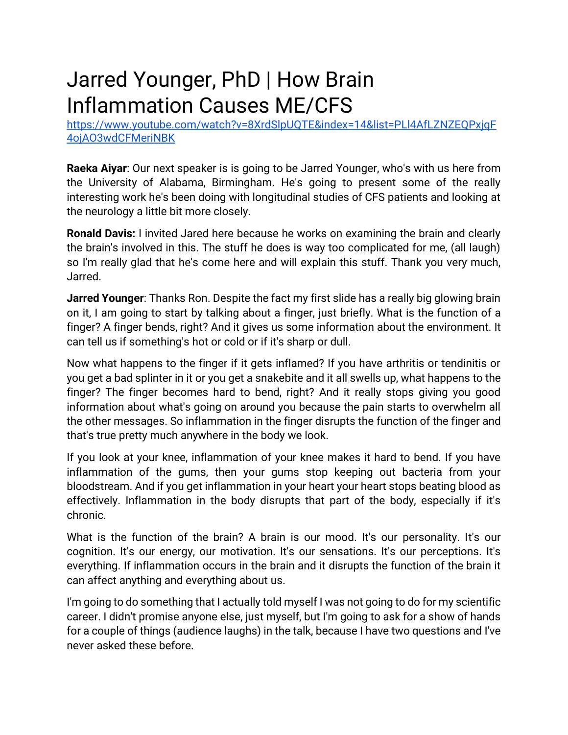# Jarred Younger, PhD | How Brain Inflammation Causes ME/CFS

https://www.youtube.com/watch?v=8XrdSlpUQTE&index=14&list=PLl4AfLZNZEQPxjqF4ojAO3wdCFMeriNBK

**Raeka Aiyar**: Our next speaker is is going to be Jarred Younger, who's with us here from the University of Alabama, Birmingham. He's going to present some of the really interesting work he's been doing with longitudinal studies of CFS patients and looking at the neurology a little bit more closely.

**Ronald Davis:** I invited Jared here because he works on examining the brain and clearly the brain's involved in this. The stuff he does is way too complicated for me, (all laugh) so I'm really glad that he's come here and will explain this stuff. Thank you very much, Jarred.

**Jarred Younger**: Thanks Ron. Despite the fact my first slide has a really big glowing brain on it, I am going to start by talking about a finger, just briefly. What is the function of a finger? A finger bends, right? And it gives us some information about the environment. It can tell us if something's hot or cold or if it's sharp or dull.

Now what happens to the finger if it gets inflamed? If you have arthritis or tendinitis or you get a bad splinter in it or you get a snakebite and it all swells up, what happens to the finger? The finger becomes hard to bend, right? And it really stops giving you good information about what's going on around you because the pain starts to overwhelm all the other messages. So inflammation in the finger disrupts the function of the finger and that's true pretty much anywhere in the body we look.

If you look at your knee, inflammation of your knee makes it hard to bend. If you have inflammation of the gums, then your gums stop keeping out bacteria from your bloodstream. And if you get inflammation in your heart your heart stops beating blood as effectively. Inflammation in the body disrupts that part of the body, especially if it's chronic.

What is the function of the brain? A brain is our mood. It's our personality. It's our cognition. It's our energy, our motivation. It's our sensations. It's our perceptions. It's everything. If inflammation occurs in the brain and it disrupts the function of the brain it can affect anything and everything about us.

I'm going to do something that I actually told myself I was not going to do for my scientific career. I didn't promise anyone else, just myself, but I'm going to ask for a show of hands for a couple of things (audience laughs) in the talk, because I have two questions and I've never asked these before.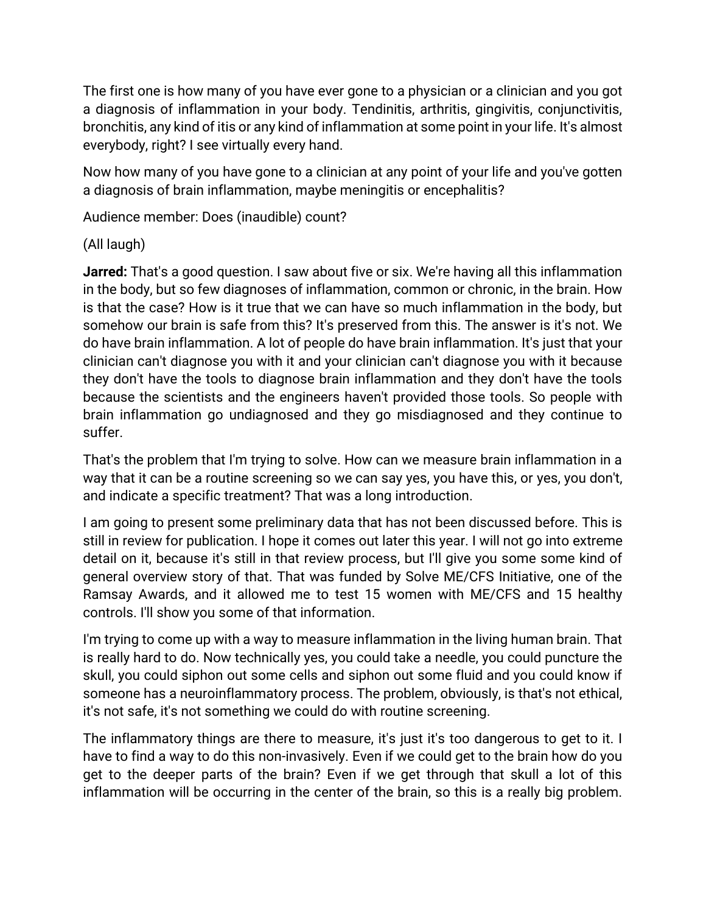The first one is how many of you have ever gone to a physician or a clinician and you got a diagnosis of inflammation in your body. Tendinitis, arthritis, gingivitis, conjunctivitis, bronchitis, any kind of itis or any kind of inflammation at some point in your life. It's almost everybody, right? I see virtually every hand.

Now how many of you have gone to a clinician at any point of your life and you've gotten a diagnosis of brain inflammation, maybe meningitis or encephalitis?

Audience member: Does (inaudible) count?

(All laugh)

**Jarred:** That's a good question. I saw about five or six. We're having all this inflammation in the body, but so few diagnoses of inflammation, common or chronic, in the brain. How is that the case? How is it true that we can have so much inflammation in the body, but somehow our brain is safe from this? It's preserved from this. The answer is it's not. We do have brain inflammation. A lot of people do have brain inflammation. It's just that your clinician can't diagnose you with it and your clinician can't diagnose you with it because they don't have the tools to diagnose brain inflammation and they don't have the tools because the scientists and the engineers haven't provided those tools. So people with brain inflammation go undiagnosed and they go misdiagnosed and they continue to suffer.

That's the problem that I'm trying to solve. How can we measure brain inflammation in a way that it can be a routine screening so we can say yes, you have this, or yes, you don't, and indicate a specific treatment? That was a long introduction.

I am going to present some preliminary data that has not been discussed before. This is still in review for publication. I hope it comes out later this year. I will not go into extreme detail on it, because it's still in that review process, but I'll give you some some kind of general overview story of that. That was funded by Solve ME/CFS Initiative, one of the Ramsay Awards, and it allowed me to test 15 women with ME/CFS and 15 healthy controls. I'll show you some of that information.

I'm trying to come up with a way to measure inflammation in the living human brain. That is really hard to do. Now technically yes, you could take a needle, you could puncture the skull, you could siphon out some cells and siphon out some fluid and you could know if someone has a neuroinflammatory process. The problem, obviously, is that's not ethical, it's not safe, it's not something we could do with routine screening.

The inflammatory things are there to measure, it's just it's too dangerous to get to it. I have to find a way to do this non-invasively. Even if we could get to the brain how do you get to the deeper parts of the brain? Even if we get through that skull a lot of this inflammation will be occurring in the center of the brain, so this is a really big problem.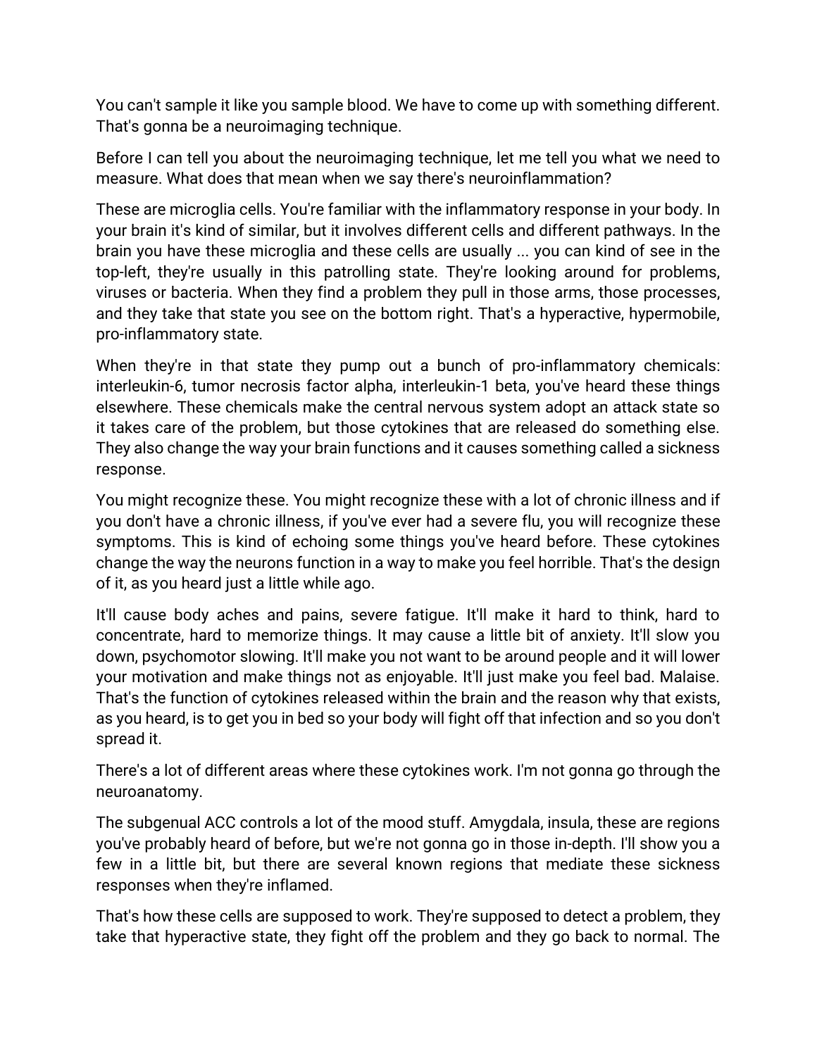You can't sample it like you sample blood. We have to come up with something different. That's gonna be a neuroimaging technique.

Before I can tell you about the neuroimaging technique, let me tell you what we need to measure. What does that mean when we say there's neuroinflammation?

These are microglia cells. You're familiar with the inflammatory response in your body. In your brain it's kind of similar, but it involves different cells and different pathways. In the brain you have these microglia and these cells are usually ... you can kind of see in the top-left, they're usually in this patrolling state. They're looking around for problems, viruses or bacteria. When they find a problem they pull in those arms, those processes, and they take that state you see on the bottom right. That's a hyperactive, hypermobile, pro-inflammatory state.

When they're in that state they pump out a bunch of pro-inflammatory chemicals: interleukin-6, tumor necrosis factor alpha, interleukin-1 beta, you've heard these things elsewhere. These chemicals make the central nervous system adopt an attack state so it takes care of the problem, but those cytokines that are released do something else. They also change the way your brain functions and it causes something called a sickness response.

You might recognize these. You might recognize these with a lot of chronic illness and if you don't have a chronic illness, if you've ever had a severe flu, you will recognize these symptoms. This is kind of echoing some things you've heard before. These cytokines change the way the neurons function in a way to make you feel horrible. That's the design of it, as you heard just a little while ago.

It'll cause body aches and pains, severe fatigue. It'll make it hard to think, hard to concentrate, hard to memorize things. It may cause a little bit of anxiety. It'll slow you down, psychomotor slowing. It'll make you not want to be around people and it will lower your motivation and make things not as enjoyable. It'll just make you feel bad. Malaise. That's the function of cytokines released within the brain and the reason why that exists, as you heard, is to get you in bed so your body will fight off that infection and so you don't spread it.

There's a lot of different areas where these cytokines work. I'm not gonna go through the neuroanatomy.

The subgenual ACC controls a lot of the mood stuff. Amygdala, insula, these are regions you've probably heard of before, but we're not gonna go in those in-depth. I'll show you a few in a little bit, but there are several known regions that mediate these sickness responses when they're inflamed.

That's how these cells are supposed to work. They're supposed to detect a problem, they take that hyperactive state, they fight off the problem and they go back to normal. The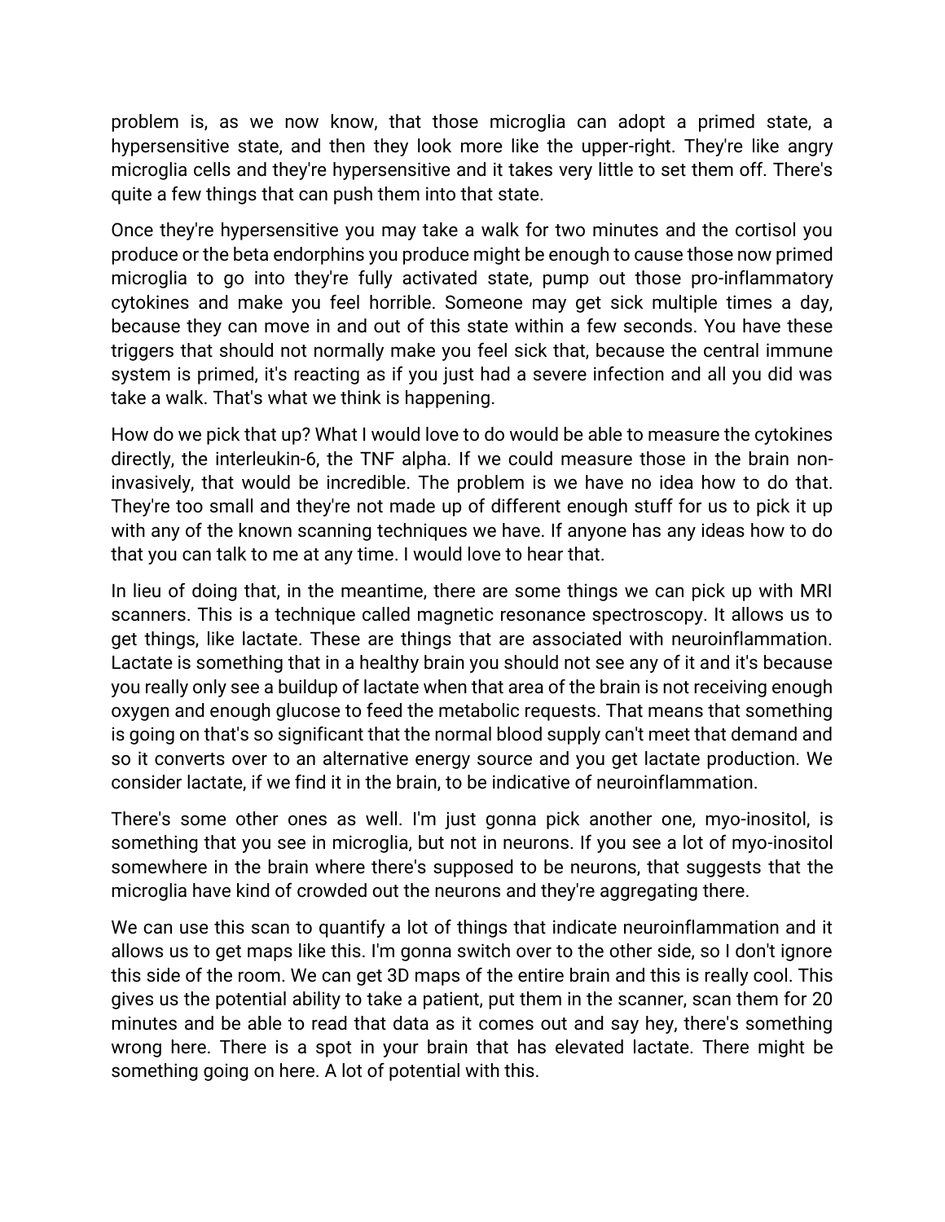problem is, as we now know, that those microglia can adopt a primed state, a hypersensitive state, and then they look more like the upper-right. They're like angry microglia cells and they're hypersensitive and it takes very little to set them off. There's quite a few things that can push them into that state.

Once they're hypersensitive you may take a walk for two minutes and the cortisol you produce or the beta endorphins you produce might be enough to cause those now primed microglia to go into they're fully activated state, pump out those pro-inflammatory cytokines and make you feel horrible. Someone may get sick multiple times a day, because they can move in and out of this state within a few seconds. You have these triggers that should not normally make you feel sick that, because the central immune system is primed, it's reacting as if you just had a severe infection and all you did was take a walk. That's what we think is happening.

How do we pick that up? What I would love to do would be able to measure the cytokines directly, the interleukin-6, the TNF alpha. If we could measure those in the brain non-invasively, that would be incredible. The problem is we have no idea how to do that. They're too small and they're not made up of different enough stuff for us to pick it up with any of the known scanning techniques we have. If anyone has any ideas how to do that you can talk to me at any time. I would love to hear that.

In lieu of doing that, in the meantime, there are some things we can pick up with MRI scanners. This is a technique called magnetic resonance spectroscopy. It allows us to get things, like lactate. These are things that are associated with neuroinflammation. Lactate is something that in a healthy brain you should not see any of it and it's because you really only see a buildup of lactate when that area of the brain is not receiving enough oxygen and enough glucose to feed the metabolic requests. That means that something is going on that's so significant that the normal blood supply can't meet that demand and so it converts over to an alternative energy source and you get lactate production. We consider lactate, if we find it in the brain, to be indicative of neuroinflammation.

There's some other ones as well. I'm just gonna pick another one, myo-inositol, is something that you see in microglia, but not in neurons. If you see a lot of myo-inositol somewhere in the brain where there's supposed to be neurons, that suggests that the microglia have kind of crowded out the neurons and they're aggregating there.

We can use this scan to quantify a lot of things that indicate neuroinflammation and it allows us to get maps like this. I'm gonna switch over to the other side, so I don't ignore this side of the room. We can get 3D maps of the entire brain and this is really cool. This gives us the potential ability to take a patient, put them in the scanner, scan them for 20 minutes and be able to read that data as it comes out and say hey, there's something wrong here. There is a spot in your brain that has elevated lactate. There might be something going on here. A lot of potential with this.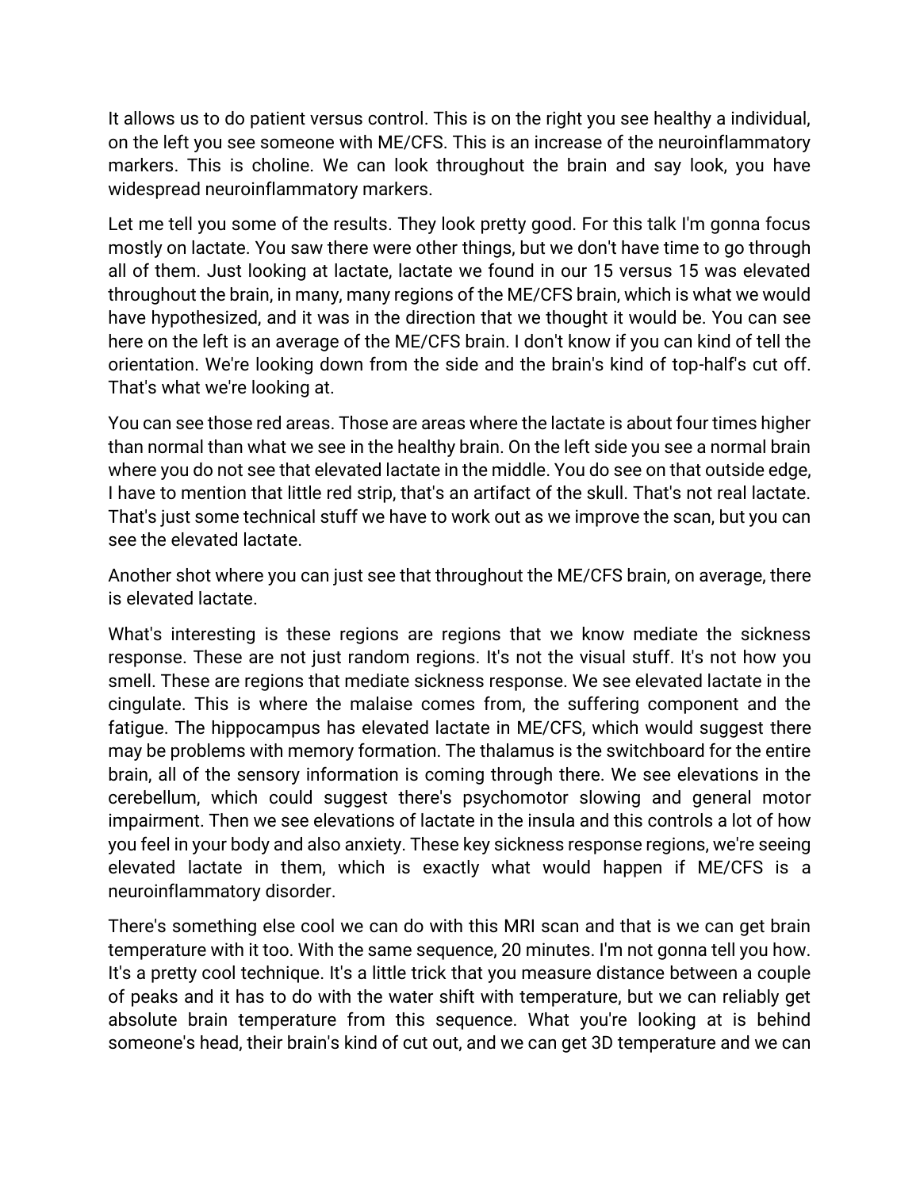It allows us to do patient versus control. This is on the right you see healthy a individual, on the left you see someone with ME/CFS. This is an increase of the neuroinflammatory markers. This is choline. We can look throughout the brain and say look, you have widespread neuroinflammatory markers.

Let me tell you some of the results. They look pretty good. For this talk I'm gonna focus mostly on lactate. You saw there were other things, but we don't have time to go through all of them. Just looking at lactate, lactate we found in our 15 versus 15 was elevated throughout the brain, in many, many regions of the ME/CFS brain, which is what we would have hypothesized, and it was in the direction that we thought it would be. You can see here on the left is an average of the ME/CFS brain. I don't know if you can kind of tell the orientation. We're looking down from the side and the brain's kind of top-half's cut off. That's what we're looking at.

You can see those red areas. Those are areas where the lactate is about four times higher than normal than what we see in the healthy brain. On the left side you see a normal brain where you do not see that elevated lactate in the middle. You do see on that outside edge, I have to mention that little red strip, that's an artifact of the skull. That's not real lactate. That's just some technical stuff we have to work out as we improve the scan, but you can see the elevated lactate.

Another shot where you can just see that throughout the ME/CFS brain, on average, there is elevated lactate.

What's interesting is these regions are regions that we know mediate the sickness response. These are not just random regions. It's not the visual stuff. It's not how you smell. These are regions that mediate sickness response. We see elevated lactate in the cingulate. This is where the malaise comes from, the suffering component and the fatigue. The hippocampus has elevated lactate in ME/CFS, which would suggest there may be problems with memory formation. The thalamus is the switchboard for the entire brain, all of the sensory information is coming through there. We see elevations in the cerebellum, which could suggest there's psychomotor slowing and general motor impairment. Then we see elevations of lactate in the insula and this controls a lot of how you feel in your body and also anxiety. These key sickness response regions, we're seeing elevated lactate in them, which is exactly what would happen if ME/CFS is a neuroinflammatory disorder.

There's something else cool we can do with this MRI scan and that is we can get brain temperature with it too. With the same sequence, 20 minutes. I'm not gonna tell you how. It's a pretty cool technique. It's a little trick that you measure distance between a couple of peaks and it has to do with the water shift with temperature, but we can reliably get absolute brain temperature from this sequence. What you're looking at is behind someone's head, their brain's kind of cut out, and we can get 3D temperature and we can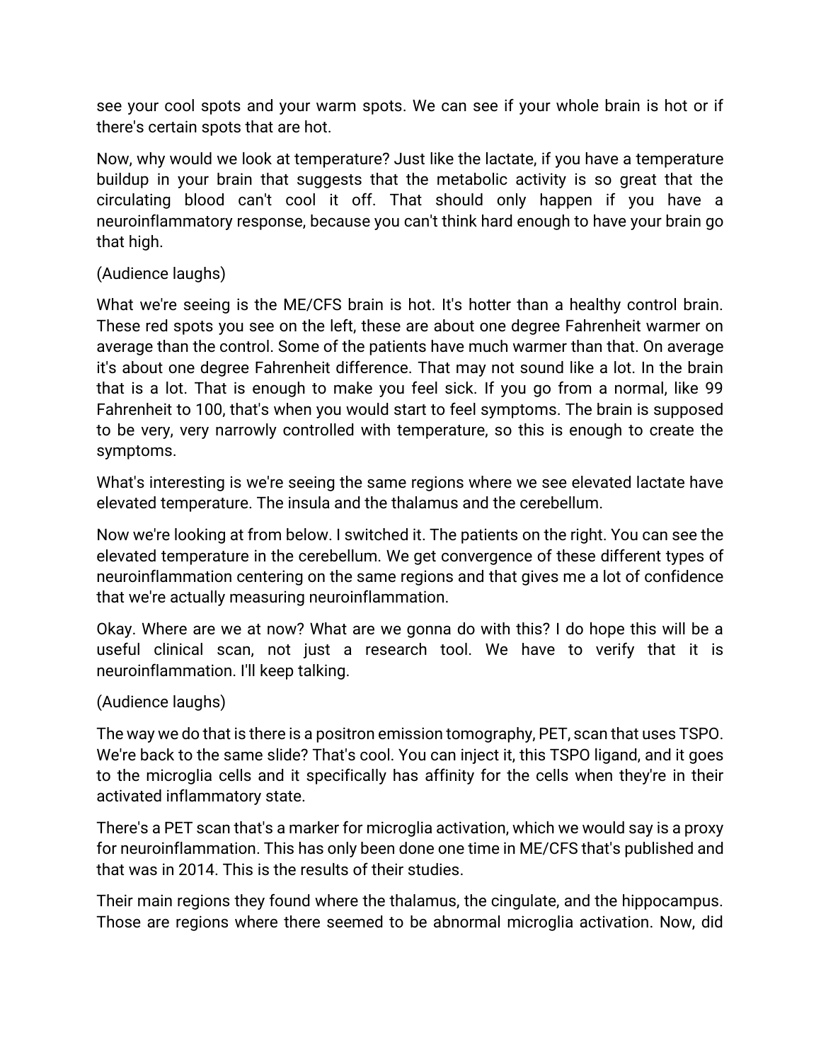see your cool spots and your warm spots. We can see if your whole brain is hot or if there's certain spots that are hot.

Now, why would we look at temperature? Just like the lactate, if you have a temperature buildup in your brain that suggests that the metabolic activity is so great that the circulating blood can't cool it off. That should only happen if you have a neuroinflammatory response, because you can't think hard enough to have your brain go that high.

(Audience laughs)

What we're seeing is the ME/CFS brain is hot. It's hotter than a healthy control brain. These red spots you see on the left, these are about one degree Fahrenheit warmer on average than the control. Some of the patients have much warmer than that. On average it's about one degree Fahrenheit difference. That may not sound like a lot. In the brain that is a lot. That is enough to make you feel sick. If you go from a normal, like 99 Fahrenheit to 100, that's when you would start to feel symptoms. The brain is supposed to be very, very narrowly controlled with temperature, so this is enough to create the symptoms.

What's interesting is we're seeing the same regions where we see elevated lactate have elevated temperature. The insula and the thalamus and the cerebellum.

Now we're looking at from below. I switched it. The patients on the right. You can see the elevated temperature in the cerebellum. We get convergence of these different types of neuroinflammation centering on the same regions and that gives me a lot of confidence that we're actually measuring neuroinflammation.

Okay. Where are we at now? What are we gonna do with this? I do hope this will be a useful clinical scan, not just a research tool. We have to verify that it is neuroinflammation. I'll keep talking.

(Audience laughs)

The way we do that is there is a positron emission tomography, PET, scan that uses TSPO. We're back to the same slide? That's cool. You can inject it, this TSPO ligand, and it goes to the microglia cells and it specifically has affinity for the cells when they're in their activated inflammatory state.

There's a PET scan that's a marker for microglia activation, which we would say is a proxy for neuroinflammation. This has only been done one time in ME/CFS that's published and that was in 2014. This is the results of their studies.

Their main regions they found where the thalamus, the cingulate, and the hippocampus. Those are regions where there seemed to be abnormal microglia activation. Now, did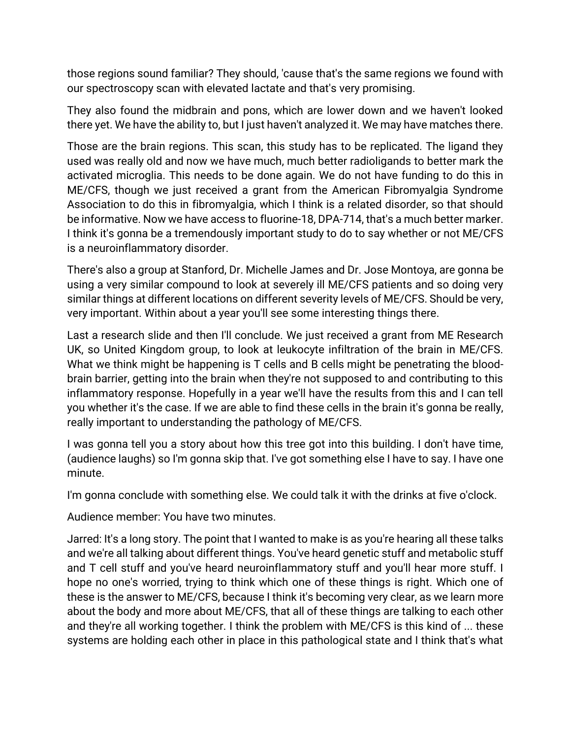those regions sound familiar? They should, 'cause that's the same regions we found with our spectroscopy scan with elevated lactate and that's very promising.

They also found the midbrain and pons, which are lower down and we haven't looked there yet. We have the ability to, but I just haven't analyzed it. We may have matches there.

Those are the brain regions. This scan, this study has to be replicated. The ligand they used was really old and now we have much, much better radioligands to better mark the activated microglia. This needs to be done again. We do not have funding to do this in ME/CFS, though we just received a grant from the American Fibromyalgia Syndrome Association to do this in fibromyalgia, which I think is a related disorder, so that should be informative. Now we have access to fluorine-18, DPA-714, that's a much better marker. I think it's gonna be a tremendously important study to do to say whether or not ME/CFS is a neuroinflammatory disorder.

There's also a group at Stanford, Dr. Michelle James and Dr. Jose Montoya, are gonna be using a very similar compound to look at severely ill ME/CFS patients and so doing very similar things at different locations on different severity levels of ME/CFS. Should be very, very important. Within about a year you'll see some interesting things there.

Last a research slide and then I'll conclude. We just received a grant from ME Research UK, so United Kingdom group, to look at leukocyte infiltration of the brain in ME/CFS. What we think might be happening is T cells and B cells might be penetrating the blood-brain barrier, getting into the brain when they're not supposed to and contributing to this inflammatory response. Hopefully in a year we'll have the results from this and I can tell you whether it's the case. If we are able to find these cells in the brain it's gonna be really, really important to understanding the pathology of ME/CFS.

I was gonna tell you a story about how this tree got into this building. I don't have time, (audience laughs) so I'm gonna skip that. I've got something else I have to say. I have one minute.

I'm gonna conclude with something else. We could talk it with the drinks at five o'clock.

Audience member: You have two minutes.

Jarred: It's a long story. The point that I wanted to make is as you're hearing all these talks and we're all talking about different things. You've heard genetic stuff and metabolic stuff and T cell stuff and you've heard neuroinflammatory stuff and you'll hear more stuff. I hope no one's worried, trying to think which one of these things is right. Which one of these is the answer to ME/CFS, because I think it's becoming very clear, as we learn more about the body and more about ME/CFS, that all of these things are talking to each other and they're all working together. I think the problem with ME/CFS is this kind of ... these systems are holding each other in place in this pathological state and I think that's what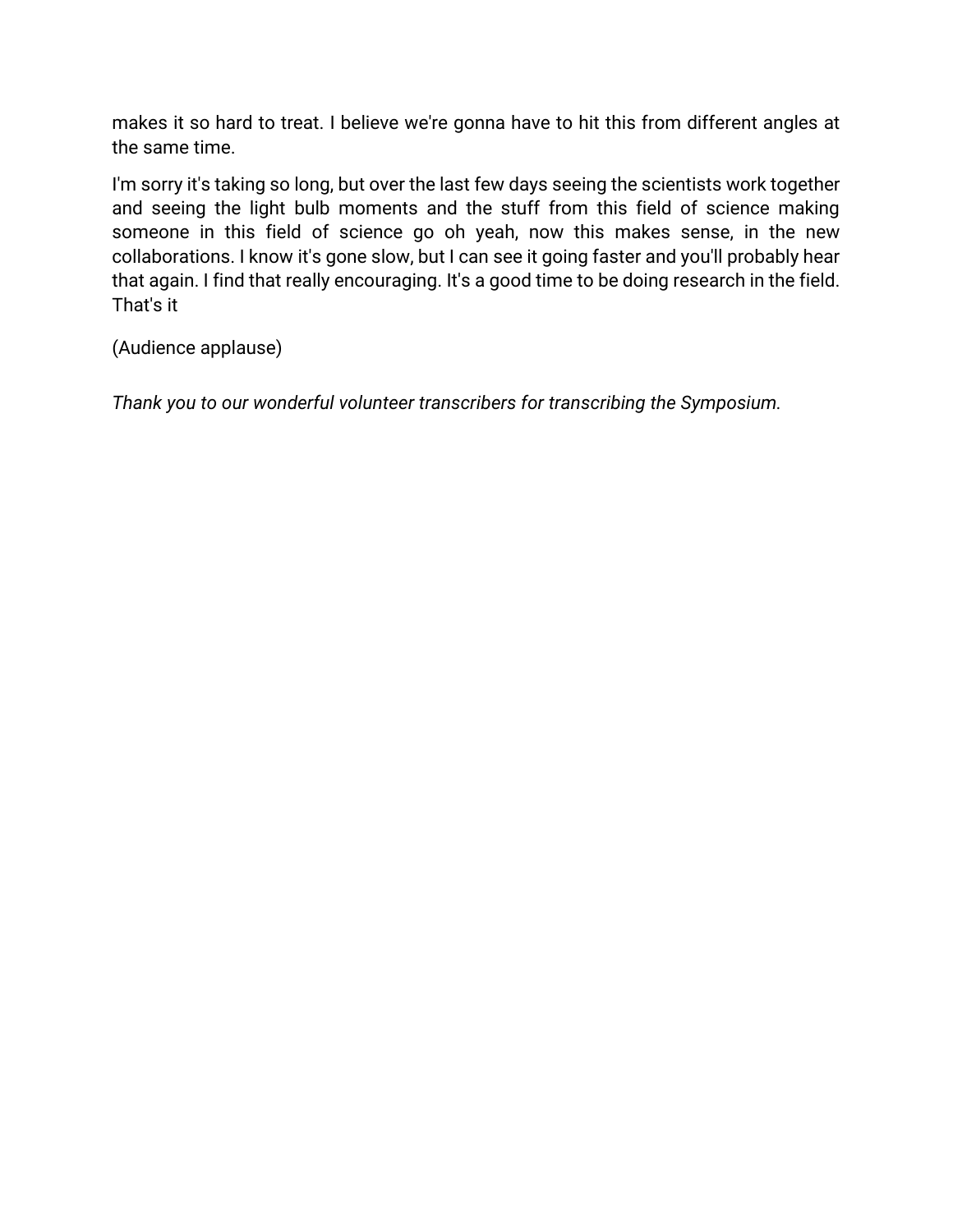makes it so hard to treat. I believe we're gonna have to hit this from different angles at the same time.

I'm sorry it's taking so long, but over the last few days seeing the scientists work together and seeing the light bulb moments and the stuff from this field of science making someone in this field of science go oh yeah, now this makes sense, in the new collaborations. I know it's gone slow, but I can see it going faster and you'll probably hear that again. I find that really encouraging. It's a good time to be doing research in the field. That's it

(Audience applause)

*Thank you to our wonderful volunteer transcribers for transcribing the Symposium.*